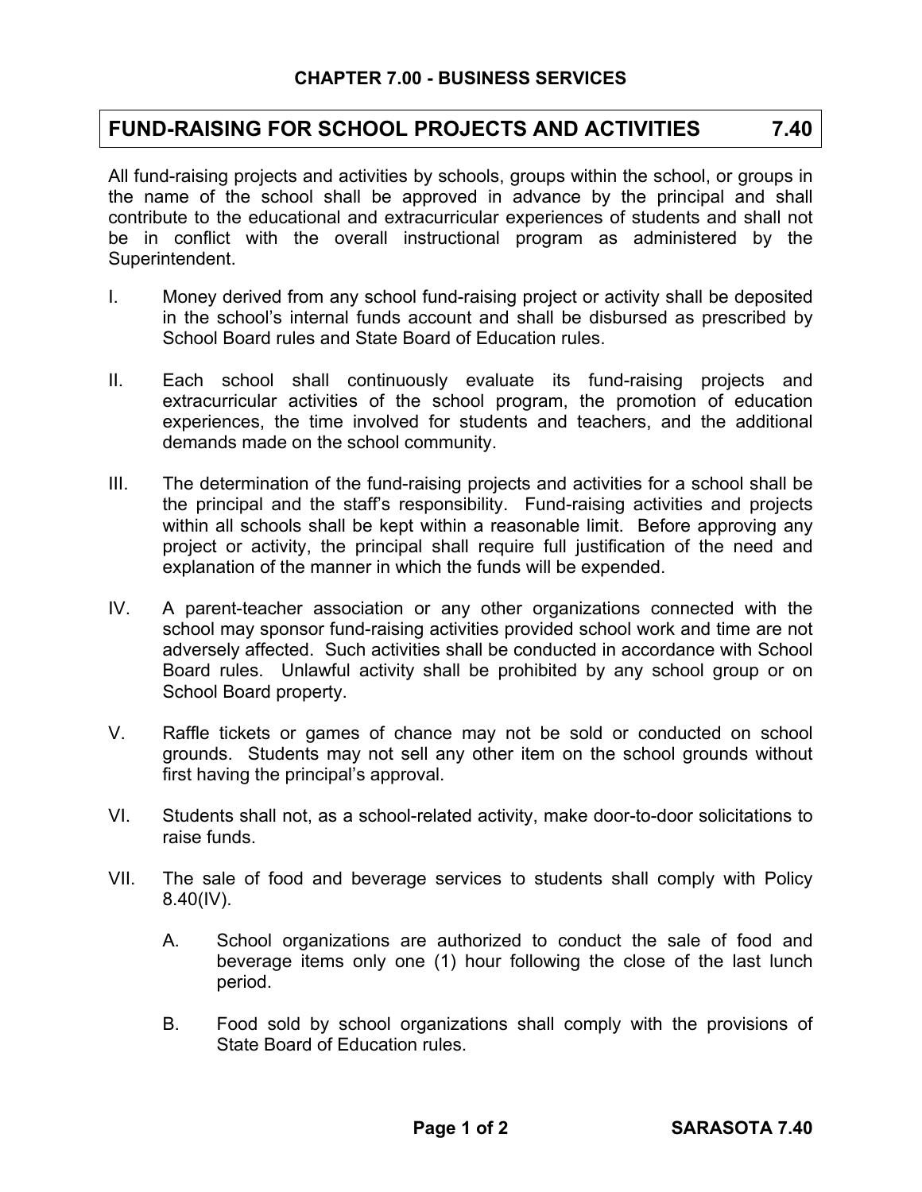## CHAPTER 7.00 - BUSINESS SERVICES

# FUND-RAISING FOR SCHOOL PROJECTS AND ACTIVITIES 7.40

All fund-raising projects and activities by schools, groups within the school, or groups in the name of the school shall be approved in advance by the principal and shall contribute to the educational and extracurricular experiences of students and shall not be in conflict with the overall instructional program as administered by the Superintendent.

I. Money derived from any school fund-raising project or activity shall be deposited in the school's internal funds account and shall be disbursed as prescribed by School Board rules and State Board of Education rules.

II. Each school shall continuously evaluate its fund-raising projects and extracurricular activities of the school program, the promotion of education experiences, the time involved for students and teachers, and the additional demands made on the school community.

III. The determination of the fund-raising projects and activities for a school shall be the principal and the staff's responsibility. Fund-raising activities and projects within all schools shall be kept within a reasonable limit. Before approving any project or activity, the principal shall require full justification of the need and explanation of the manner in which the funds will be expended.

IV. A parent-teacher association or any other organizations connected with the school may sponsor fund-raising activities provided school work and time are not adversely affected. Such activities shall be conducted in accordance with School Board rules. Unlawful activity shall be prohibited by any school group or on School Board property.

V. Raffle tickets or games of chance may not be sold or conducted on school grounds. Students may not sell any other item on the school grounds without first having the principal's approval.

VI. Students shall not, as a school-related activity, make door-to-door solicitations to raise funds.

VII. The sale of food and beverage services to students shall comply with Policy 8.40(IV).

   A. School organizations are authorized to conduct the sale of food and beverage items only one (1) hour following the close of the last lunch period.

   B. Food sold by school organizations shall comply with the provisions of State Board of Education rules.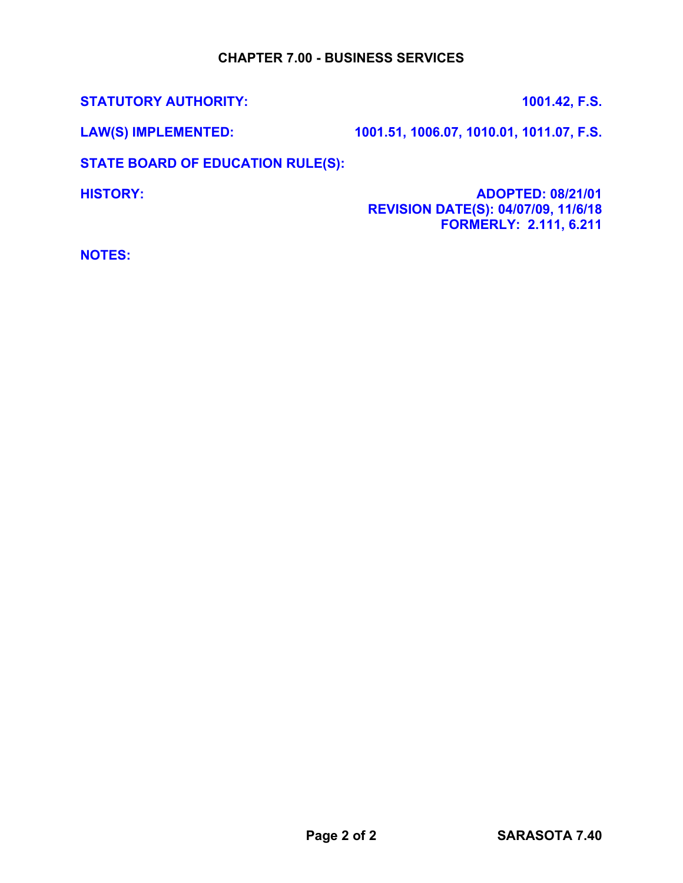**STATUTORY AUTHORITY:** 1001.42, F.S.

**LAW(S) IMPLEMENTED:** 1001.51, 1006.07, 1010.01, 1011.07, F.S.

**STATE BOARD OF EDUCATION RULE(S):**

**HISTORY:** ADOPTED: 08/21/01
REVISION DATE(S): 04/07/09, 11/6/18
FORMERLY: 2.111, 6.211

**NOTES:**